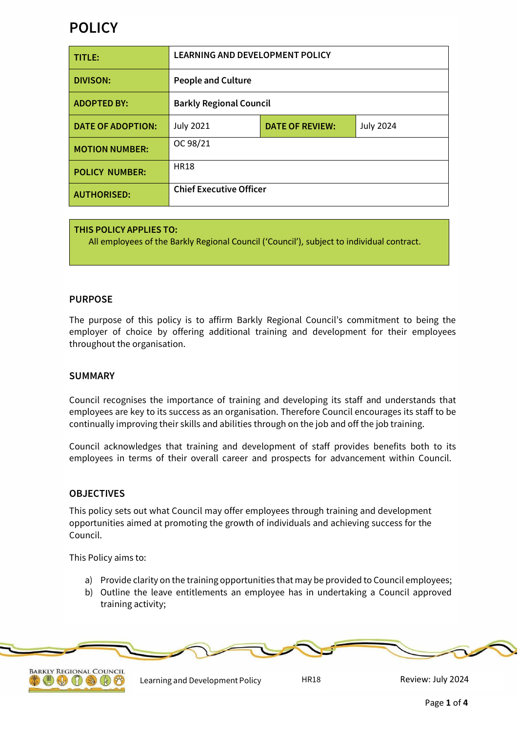# POLICY

| | | | |
|---|---|---|---|
| **TITLE:** | **LEARNING AND DEVELOPMENT POLICY** | | |
| **DIVISON:** | **People and Culture** | | |
| **ADOPTED BY:** | **Barkly Regional Council** | | |
| **DATE OF ADOPTION:** | July 2021 | **DATE OF REVIEW:** | July 2024 |
| **MOTION NUMBER:** | OC 98/21 | | |
| **POLICY NUMBER:** | HR18 | | |
| **AUTHORISED:** | **Chief Executive Officer** | | |

**THIS POLICY APPLIES TO:**
All employees of the Barkly Regional Council ('Council'), subject to individual contract.

## PURPOSE

The purpose of this policy is to affirm Barkly Regional Council's commitment to being the employer of choice by offering additional training and development for their employees throughout the organisation.

## SUMMARY

Council recognises the importance of training and developing its staff and understands that employees are key to its success as an organisation. Therefore Council encourages its staff to be continually improving their skills and abilities through on the job and off the job training.

Council acknowledges that training and development of staff provides benefits both to its employees in terms of their overall career and prospects for advancement within Council.

## OBJECTIVES

This policy sets out what Council may offer employees through training and development opportunities aimed at promoting the growth of individuals and achieving success for the Council.

This Policy aims to:

a) Provide clarity on the training opportunities that may be provided to Council employees;
b) Outline the leave entitlements an employee has in undertaking a Council approved training activity;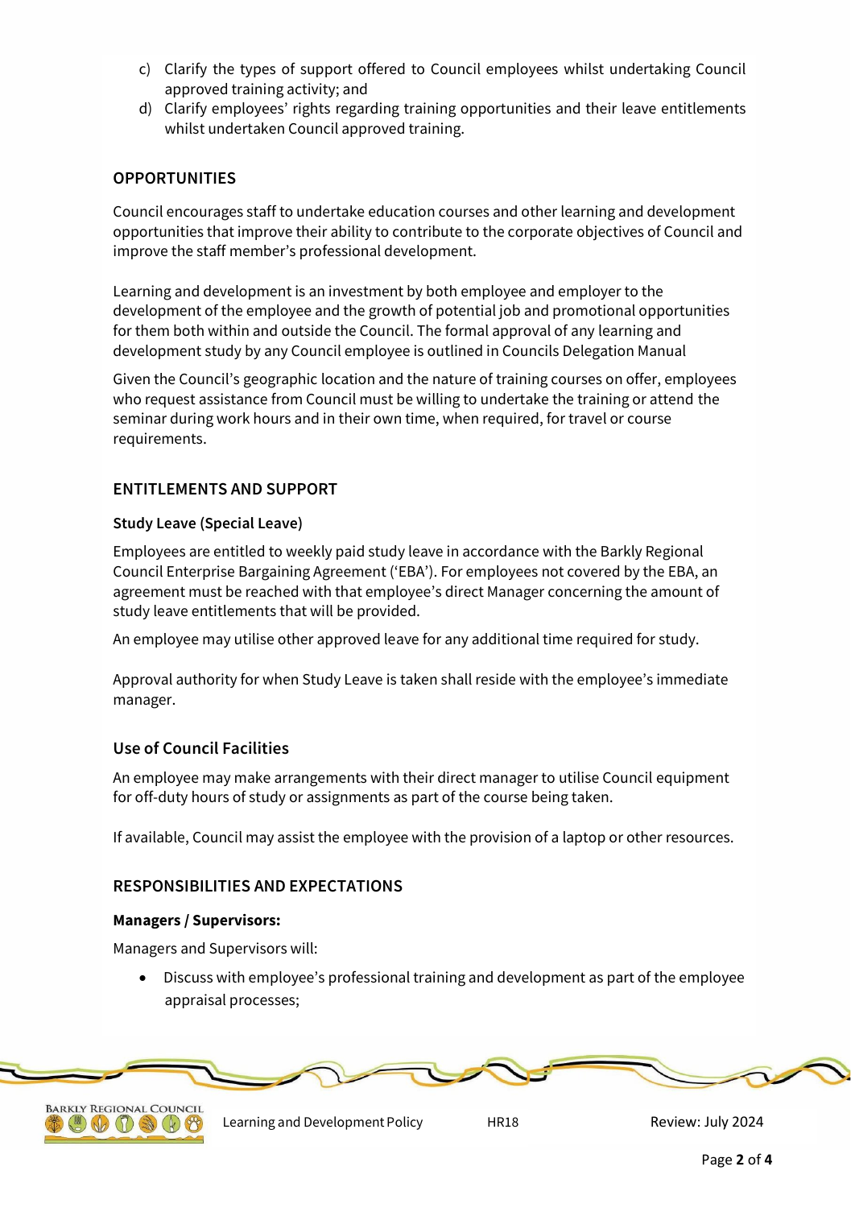c) Clarify the types of support offered to Council employees whilst undertaking Council approved training activity; and
d) Clarify employees' rights regarding training opportunities and their leave entitlements whilst undertaken Council approved training.

## OPPORTUNITIES

Council encourages staff to undertake education courses and other learning and development opportunities that improve their ability to contribute to the corporate objectives of Council and improve the staff member's professional development.

Learning and development is an investment by both employee and employer to the development of the employee and the growth of potential job and promotional opportunities for them both within and outside the Council. The formal approval of any learning and development study by any Council employee is outlined in Councils Delegation Manual

Given the Council's geographic location and the nature of training courses on offer, employees who request assistance from Council must be willing to undertake the training or attend the seminar during work hours and in their own time, when required, for travel or course requirements.

## ENTITLEMENTS AND SUPPORT

### Study Leave (Special Leave)

Employees are entitled to weekly paid study leave in accordance with the Barkly Regional Council Enterprise Bargaining Agreement ('EBA'). For employees not covered by the EBA, an agreement must be reached with that employee's direct Manager concerning the amount of study leave entitlements that will be provided.

An employee may utilise other approved leave for any additional time required for study.

Approval authority for when Study Leave is taken shall reside with the employee's immediate manager.

### Use of Council Facilities

An employee may make arrangements with their direct manager to utilise Council equipment for off-duty hours of study or assignments as part of the course being taken.

If available, Council may assist the employee with the provision of a laptop or other resources.

## RESPONSIBILITIES AND EXPECTATIONS

**Managers / Supervisors:**

Managers and Supervisors will:

- Discuss with employee's professional training and development as part of the employee appraisal processes;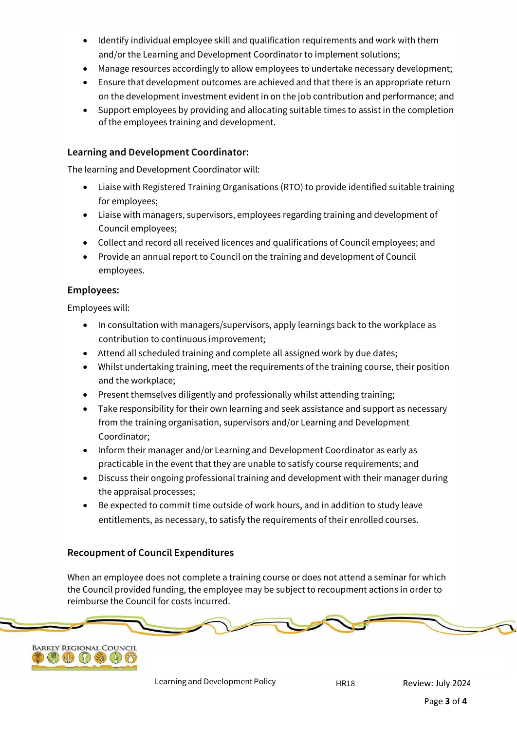- Identify individual employee skill and qualification requirements and work with them and/or the Learning and Development Coordinator to implement solutions;
- Manage resources accordingly to allow employees to undertake necessary development;
- Ensure that development outcomes are achieved and that there is an appropriate return on the development investment evident in on the job contribution and performance; and
- Support employees by providing and allocating suitable times to assist in the completion of the employees training and development.

### Learning and Development Coordinator:

The learning and Development Coordinator will:

- Liaise with Registered Training Organisations (RTO) to provide identified suitable training for employees;
- Liaise with managers, supervisors, employees regarding training and development of Council employees;
- Collect and record all received licences and qualifications of Council employees; and
- Provide an annual report to Council on the training and development of Council employees.

### Employees:

Employees will:

- In consultation with managers/supervisors, apply learnings back to the workplace as contribution to continuous improvement;
- Attend all scheduled training and complete all assigned work by due dates;
- Whilst undertaking training, meet the requirements of the training course, their position and the workplace;
- Present themselves diligently and professionally whilst attending training;
- Take responsibility for their own learning and seek assistance and support as necessary from the training organisation, supervisors and/or Learning and Development Coordinator;
- Inform their manager and/or Learning and Development Coordinator as early as practicable in the event that they are unable to satisfy course requirements; and
- Discuss their ongoing professional training and development with their manager during the appraisal processes;
- Be expected to commit time outside of work hours, and in addition to study leave entitlements, as necessary, to satisfy the requirements of their enrolled courses.

### Recoupment of Council Expenditures

When an employee does not complete a training course or does not attend a seminar for which the Council provided funding, the employee may be subject to recoupment actions in order to reimburse the Council for costs incurred.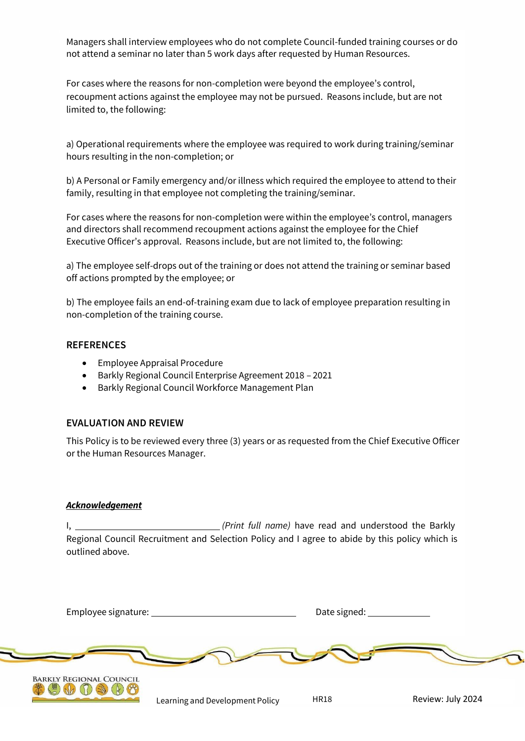Managers shall interview employees who do not complete Council-funded training courses or do not attend a seminar no later than 5 work days after requested by Human Resources.

For cases where the reasons for non-completion were beyond the employee's control, recoupment actions against the employee may not be pursued. Reasons include, but are not limited to, the following:

a) Operational requirements where the employee was required to work during training/seminar hours resulting in the non-completion; or

b) A Personal or Family emergency and/or illness which required the employee to attend to their family, resulting in that employee not completing the training/seminar.

For cases where the reasons for non-completion were within the employee's control, managers and directors shall recommend recoupment actions against the employee for the Chief Executive Officer's approval. Reasons include, but are not limited to, the following:

a) The employee self-drops out of the training or does not attend the training or seminar based off actions prompted by the employee; or

b) The employee fails an end-of-training exam due to lack of employee preparation resulting in non-completion of the training course.

## REFERENCES

- Employee Appraisal Procedure
- Barkly Regional Council Enterprise Agreement 2018 – 2021
- Barkly Regional Council Workforce Management Plan

## EVALUATION AND REVIEW

This Policy is to be reviewed every three (3) years or as requested from the Chief Executive Officer or the Human Resources Manager.

***Acknowledgement***

I, ______________________________ *(Print full name)* have read and understood the Barkly Regional Council Recruitment and Selection Policy and I agree to abide by this policy which is outlined above.

Employee signature: ______________________________ Date signed: _____________